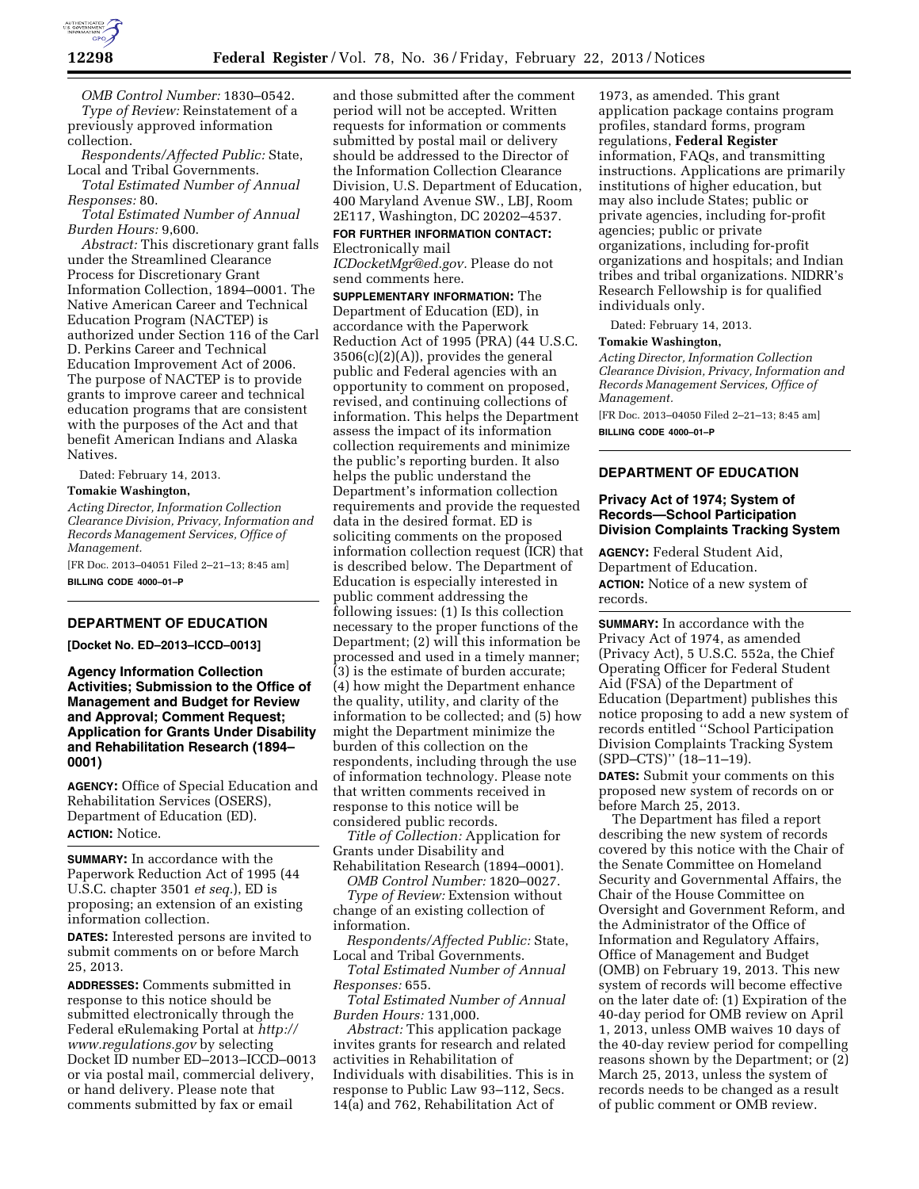*OMB Control Number:* 1830–0542.

*Type of Review:* Reinstatement of a previously approved information collection.

*Respondents/Affected Public:* State, Local and Tribal Governments.

*Total Estimated Number of Annual Responses:* 80.

*Total Estimated Number of Annual Burden Hours:* 9,600.

*Abstract:* This discretionary grant falls under the Streamlined Clearance Process for Discretionary Grant Information Collection, 1894–0001. The Native American Career and Technical Education Program (NACTEP) is authorized under Section 116 of the Carl D. Perkins Career and Technical Education Improvement Act of 2006. The purpose of NACTEP is to provide grants to improve career and technical education programs that are consistent with the purposes of the Act and that benefit American Indians and Alaska Natives.

Dated: February 14, 2013.

**Tomakie Washington,**

*Acting Director, Information Collection Clearance Division, Privacy, Information and Records Management Services, Office of Management.*

[FR Doc. 2013–04051 Filed 2–21–13; 8:45 am]

**BILLING CODE 4000–01–P**

## DEPARTMENT OF EDUCATION

**[Docket No. ED–2013–ICCD–0013]**

### Agency Information Collection Activities; Submission to the Office of Management and Budget for Review and Approval; Comment Request; Application for Grants Under Disability and Rehabilitation Research (1894–0001)

**AGENCY:** Office of Special Education and Rehabilitation Services (OSERS), Department of Education (ED).

**ACTION:** Notice.

**SUMMARY:** In accordance with the Paperwork Reduction Act of 1995 (44 U.S.C. chapter 3501 *et seq.*), ED is proposing; an extension of an existing information collection.

**DATES:** Interested persons are invited to submit comments on or before March 25, 2013.

**ADDRESSES:** Comments submitted in response to this notice should be submitted electronically through the Federal eRulemaking Portal at *http://www.regulations.gov* by selecting Docket ID number ED–2013–ICCD–0013 or via postal mail, commercial delivery, or hand delivery. Please note that comments submitted by fax or email and those submitted after the comment period will not be accepted. Written requests for information or comments submitted by postal mail or delivery should be addressed to the Director of the Information Collection Clearance Division, U.S. Department of Education, 400 Maryland Avenue SW., LBJ, Room 2E117, Washington, DC 20202–4537.

**FOR FURTHER INFORMATION CONTACT:** Electronically mail *ICDocketMgr@ed.gov.* Please do not send comments here.

**SUPPLEMENTARY INFORMATION:** The Department of Education (ED), in accordance with the Paperwork Reduction Act of 1995 (PRA) (44 U.S.C. 3506(c)(2)(A)), provides the general public and Federal agencies with an opportunity to comment on proposed, revised, and continuing collections of information. This helps the Department assess the impact of its information collection requirements and minimize the public's reporting burden. It also helps the public understand the Department's information collection requirements and provide the requested data in the desired format. ED is soliciting comments on the proposed information collection request (ICR) that is described below. The Department of Education is especially interested in public comment addressing the following issues: (1) Is this collection necessary to the proper functions of the Department; (2) will this information be processed and used in a timely manner; (3) is the estimate of burden accurate; (4) how might the Department enhance the quality, utility, and clarity of the information to be collected; and (5) how might the Department minimize the burden of this collection on the respondents, including through the use of information technology. Please note that written comments received in response to this notice will be considered public records.

*Title of Collection:* Application for Grants under Disability and Rehabilitation Research (1894–0001).

*OMB Control Number:* 1820–0027.

*Type of Review:* Extension without change of an existing collection of information.

*Respondents/Affected Public:* State, Local and Tribal Governments.

*Total Estimated Number of Annual Responses:* 655.

*Total Estimated Number of Annual Burden Hours:* 131,000.

*Abstract:* This application package invites grants for research and related activities in Rehabilitation of Individuals with disabilities. This is in response to Public Law 93–112, Secs. 14(a) and 762, Rehabilitation Act of 1973, as amended. This grant application package contains program profiles, standard forms, program regulations, **Federal Register** information, FAQs, and transmitting instructions. Applications are primarily institutions of higher education, but may also include States; public or private agencies, including for-profit agencies; public or private organizations, including for-profit organizations and hospitals; and Indian tribes and tribal organizations. NIDRR's Research Fellowship is for qualified individuals only.

Dated: February 14, 2013.

**Tomakie Washington,**

*Acting Director, Information Collection Clearance Division, Privacy, Information and Records Management Services, Office of Management.*

[FR Doc. 2013–04050 Filed 2–21–13; 8:45 am]

**BILLING CODE 4000–01–P**

## DEPARTMENT OF EDUCATION

### Privacy Act of 1974; System of Records—School Participation Division Complaints Tracking System

**AGENCY:** Federal Student Aid, Department of Education.

**ACTION:** Notice of a new system of records.

**SUMMARY:** In accordance with the Privacy Act of 1974, as amended (Privacy Act), 5 U.S.C. 552a, the Chief Operating Officer for Federal Student Aid (FSA) of the Department of Education (Department) publishes this notice proposing to add a new system of records entitled ''School Participation Division Complaints Tracking System (SPD–CTS)'' (18–11–19).

**DATES:** Submit your comments on this proposed new system of records on or before March 25, 2013.

The Department has filed a report describing the new system of records covered by this notice with the Chair of the Senate Committee on Homeland Security and Governmental Affairs, the Chair of the House Committee on Oversight and Government Reform, and the Administrator of the Office of Information and Regulatory Affairs, Office of Management and Budget (OMB) on February 19, 2013. This new system of records will become effective on the later date of: (1) Expiration of the 40-day period for OMB review on April 1, 2013, unless OMB waives 10 days of the 40-day review period for compelling reasons shown by the Department; or (2) March 25, 2013, unless the system of records needs to be changed as a result of public comment or OMB review.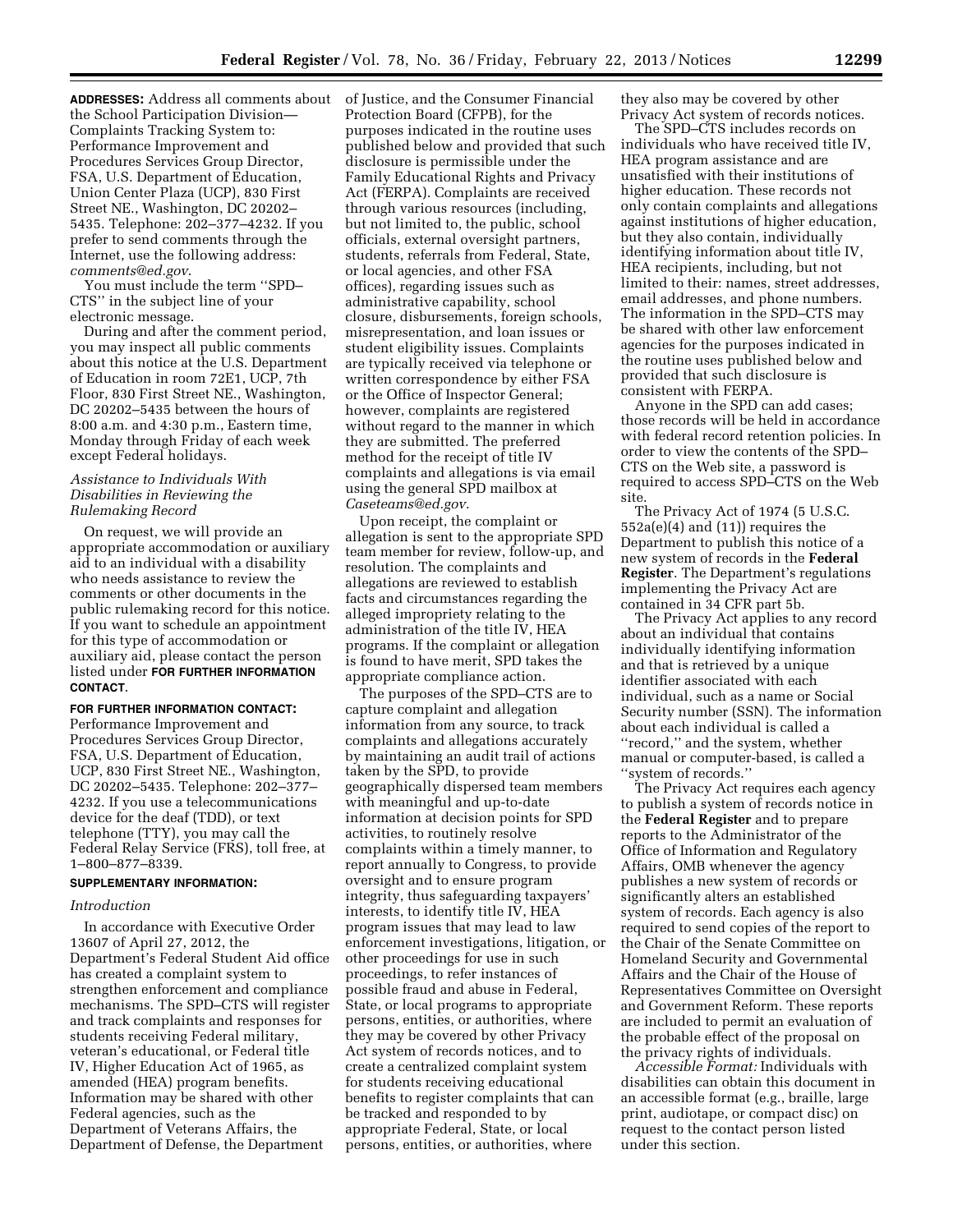**ADDRESSES:** Address all comments about the School Participation Division—Complaints Tracking System to: Performance Improvement and Procedures Services Group Director, FSA, U.S. Department of Education, Union Center Plaza (UCP), 830 First Street NE., Washington, DC 20202–5435. Telephone: 202–377–4232. If you prefer to send comments through the Internet, use the following address: *comments@ed.gov*.

You must include the term ''SPD–CTS'' in the subject line of your electronic message.

During and after the comment period, you may inspect all public comments about this notice at the U.S. Department of Education in room 72E1, UCP, 7th Floor, 830 First Street NE., Washington, DC 20202–5435 between the hours of 8:00 a.m. and 4:30 p.m., Eastern time, Monday through Friday of each week except Federal holidays.

*Assistance to Individuals With Disabilities in Reviewing the Rulemaking Record*

On request, we will provide an appropriate accommodation or auxiliary aid to an individual with a disability who needs assistance to review the comments or other documents in the public rulemaking record for this notice. If you want to schedule an appointment for this type of accommodation or auxiliary aid, please contact the person listed under **FOR FURTHER INFORMATION CONTACT**.

**FOR FURTHER INFORMATION CONTACT:** Performance Improvement and Procedures Services Group Director, FSA, U.S. Department of Education, UCP, 830 First Street NE., Washington, DC 20202–5435. Telephone: 202–377–4232. If you use a telecommunications device for the deaf (TDD), or text telephone (TTY), you may call the Federal Relay Service (FRS), toll free, at 1–800–877–8339.

**SUPPLEMENTARY INFORMATION:**

*Introduction*

In accordance with Executive Order 13607 of April 27, 2012, the Department's Federal Student Aid office has created a complaint system to strengthen enforcement and compliance mechanisms. The SPD–CTS will register and track complaints and responses for students receiving Federal military, veteran's educational, or Federal title IV, Higher Education Act of 1965, as amended (HEA) program benefits. Information may be shared with other Federal agencies, such as the Department of Veterans Affairs, the Department of Defense, the Department of Justice, and the Consumer Financial Protection Board (CFPB), for the purposes indicated in the routine uses published below and provided that such disclosure is permissible under the Family Educational Rights and Privacy Act (FERPA). Complaints are received through various resources (including, but not limited to, the public, school officials, external oversight partners, students, referrals from Federal, State, or local agencies, and other FSA offices), regarding issues such as administrative capability, school closure, disbursements, foreign schools, misrepresentation, and loan issues or student eligibility issues. Complaints are typically received via telephone or written correspondence by either FSA or the Office of Inspector General; however, complaints are registered without regard to the manner in which they are submitted. The preferred method for the receipt of title IV complaints and allegations is via email using the general SPD mailbox at *Caseteams@ed.gov*.

Upon receipt, the complaint or allegation is sent to the appropriate SPD team member for review, follow-up, and resolution. The complaints and allegations are reviewed to establish facts and circumstances regarding the alleged impropriety relating to the administration of the title IV, HEA programs. If the complaint or allegation is found to have merit, SPD takes the appropriate compliance action.

The purposes of the SPD–CTS are to capture complaint and allegation information from any source, to track complaints and allegations accurately by maintaining an audit trail of actions taken by the SPD, to provide geographically dispersed team members with meaningful and up-to-date information at decision points for SPD activities, to routinely resolve complaints within a timely manner, to report annually to Congress, to provide oversight and to ensure program integrity, thus safeguarding taxpayers' interests, to identify title IV, HEA program issues that may lead to law enforcement investigations, litigation, or other proceedings for use in such proceedings, to refer instances of possible fraud and abuse in Federal, State, or local programs to appropriate persons, entities, or authorities, where they may be covered by other Privacy Act system of records notices, and to create a centralized complaint system for students receiving educational benefits to register complaints that can be tracked and responded to by appropriate Federal, State, or local persons, entities, or authorities, where they also may be covered by other Privacy Act system of records notices.

The SPD–CTS includes records on individuals who have received title IV, HEA program assistance and are unsatisfied with their institutions of higher education. These records not only contain complaints and allegations against institutions of higher education, but they also contain, individually identifying information about title IV, HEA recipients, including, but not limited to their: names, street addresses, email addresses, and phone numbers. The information in the SPD–CTS may be shared with other law enforcement agencies for the purposes indicated in the routine uses published below and provided that such disclosure is consistent with FERPA.

Anyone in the SPD can add cases; those records will be held in accordance with federal record retention policies. In order to view the contents of the SPD–CTS on the Web site, a password is required to access SPD–CTS on the Web site.

The Privacy Act of 1974 (5 U.S.C. 552a(e)(4) and (11)) requires the Department to publish this notice of a new system of records in the **Federal Register**. The Department's regulations implementing the Privacy Act are contained in 34 CFR part 5b.

The Privacy Act applies to any record about an individual that contains individually identifying information and that is retrieved by a unique identifier associated with each individual, such as a name or Social Security number (SSN). The information about each individual is called a ''record,'' and the system, whether manual or computer-based, is called a ''system of records.''

The Privacy Act requires each agency to publish a system of records notice in the **Federal Register** and to prepare reports to the Administrator of the Office of Information and Regulatory Affairs, OMB whenever the agency publishes a new system of records or significantly alters an established system of records. Each agency is also required to send copies of the report to the Chair of the Senate Committee on Homeland Security and Governmental Affairs and the Chair of the House of Representatives Committee on Oversight and Government Reform. These reports are included to permit an evaluation of the probable effect of the proposal on the privacy rights of individuals.

*Accessible Format:* Individuals with disabilities can obtain this document in an accessible format (e.g., braille, large print, audiotape, or compact disc) on request to the contact person listed under this section.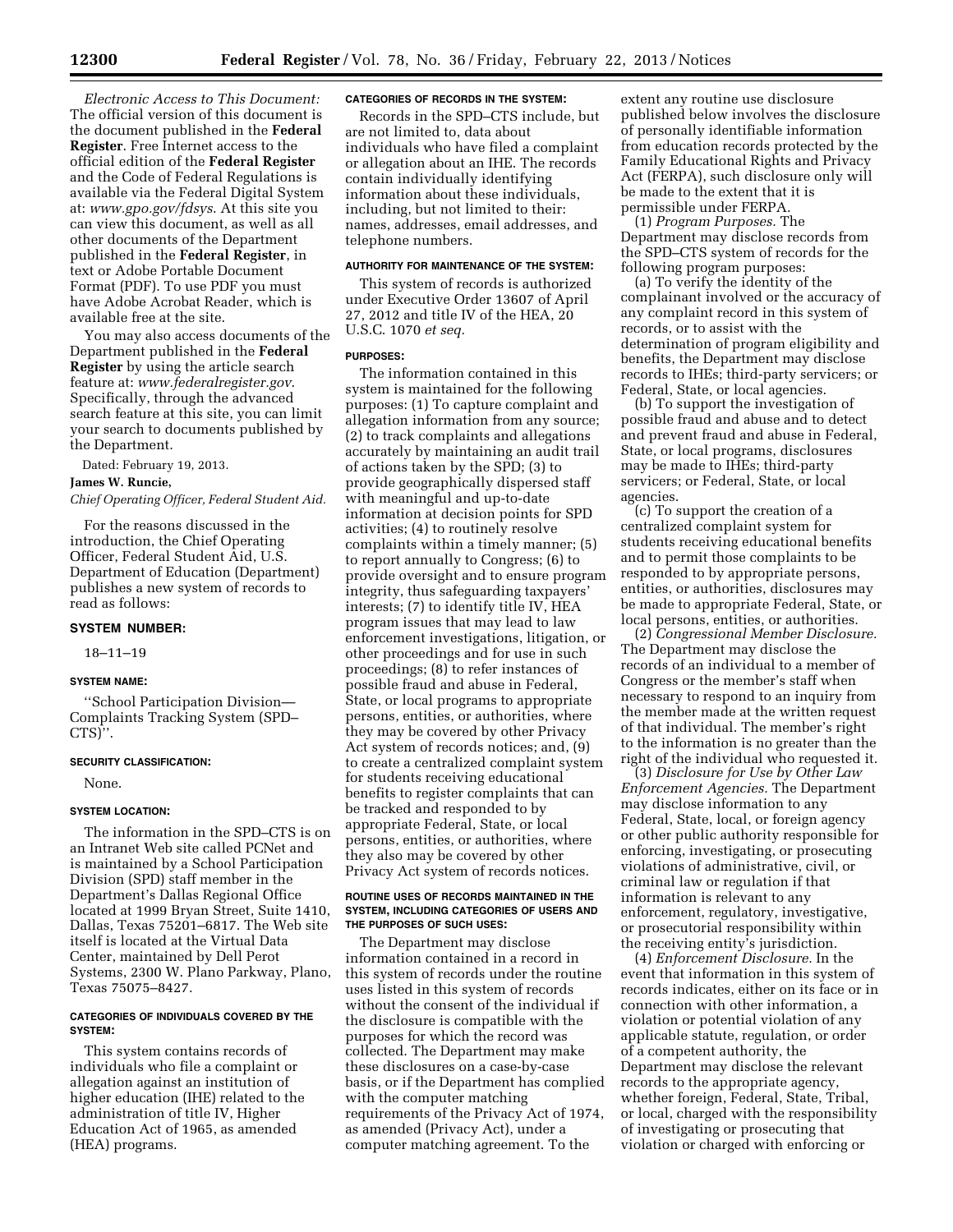*Electronic Access to This Document:* The official version of this document is the document published in the **Federal Register**. Free Internet access to the official edition of the **Federal Register** and the Code of Federal Regulations is available via the Federal Digital System at: *www.gpo.gov/fdsys*. At this site you can view this document, as well as all other documents of the Department published in the **Federal Register**, in text or Adobe Portable Document Format (PDF). To use PDF you must have Adobe Acrobat Reader, which is available free at the site.

You may also access documents of the Department published in the **Federal Register** by using the article search feature at: *www.federalregister.gov*. Specifically, through the advanced search feature at this site, you can limit your search to documents published by the Department.

Dated: February 19, 2013.

**James W. Runcie,**

*Chief Operating Officer, Federal Student Aid.*

For the reasons discussed in the introduction, the Chief Operating Officer, Federal Student Aid, U.S. Department of Education (Department) publishes a new system of records to read as follows:

## SYSTEM NUMBER:

18–11–19

#### SYSTEM NAME:

''School Participation Division—Complaints Tracking System (SPD–CTS)''.

#### SECURITY CLASSIFICATION:

None.

#### SYSTEM LOCATION:

The information in the SPD–CTS is on an Intranet Web site called PCNet and is maintained by a School Participation Division (SPD) staff member in the Department's Dallas Regional Office located at 1999 Bryan Street, Suite 1410, Dallas, Texas 75201–6817. The Web site itself is located at the Virtual Data Center, maintained by Dell Perot Systems, 2300 W. Plano Parkway, Plano, Texas 75075–8427.

#### CATEGORIES OF INDIVIDUALS COVERED BY THE SYSTEM:

This system contains records of individuals who file a complaint or allegation against an institution of higher education (IHE) related to the administration of title IV, Higher Education Act of 1965, as amended (HEA) programs.

#### CATEGORIES OF RECORDS IN THE SYSTEM:

Records in the SPD–CTS include, but are not limited to, data about individuals who have filed a complaint or allegation about an IHE. The records contain individually identifying information about these individuals, including, but not limited to their: names, addresses, email addresses, and telephone numbers.

#### AUTHORITY FOR MAINTENANCE OF THE SYSTEM:

This system of records is authorized under Executive Order 13607 of April 27, 2012 and title IV of the HEA, 20 U.S.C. 1070 *et seq.*

#### PURPOSES:

The information contained in this system is maintained for the following purposes: (1) To capture complaint and allegation information from any source; (2) to track complaints and allegations accurately by maintaining an audit trail of actions taken by the SPD; (3) to provide geographically dispersed staff with meaningful and up-to-date information at decision points for SPD activities; (4) to routinely resolve complaints within a timely manner; (5) to report annually to Congress; (6) to provide oversight and to ensure program integrity, thus safeguarding taxpayers' interests; (7) to identify title IV, HEA program issues that may lead to law enforcement investigations, litigation, or other proceedings and for use in such proceedings; (8) to refer instances of possible fraud and abuse in Federal, State, or local programs to appropriate persons, entities, or authorities, where they may be covered by other Privacy Act system of records notices; and, (9) to create a centralized complaint system for students receiving educational benefits to register complaints that can be tracked and responded to by appropriate Federal, State, or local persons, entities, or authorities, where they also may be covered by other Privacy Act system of records notices.

#### ROUTINE USES OF RECORDS MAINTAINED IN THE SYSTEM, INCLUDING CATEGORIES OF USERS AND THE PURPOSES OF SUCH USES:

The Department may disclose information contained in a record in this system of records under the routine uses listed in this system of records without the consent of the individual if the disclosure is compatible with the purposes for which the record was collected. The Department may make these disclosures on a case-by-case basis, or if the Department has complied with the computer matching requirements of the Privacy Act of 1974, as amended (Privacy Act), under a computer matching agreement. To the extent any routine use disclosure published below involves the disclosure of personally identifiable information from education records protected by the Family Educational Rights and Privacy Act (FERPA), such disclosure only will be made to the extent that it is permissible under FERPA.

(1) *Program Purposes.* The Department may disclose records from the SPD–CTS system of records for the following program purposes:

(a) To verify the identity of the complainant involved or the accuracy of any complaint record in this system of records, or to assist with the determination of program eligibility and benefits, the Department may disclose records to IHEs; third-party servicers; or Federal, State, or local agencies.

(b) To support the investigation of possible fraud and abuse and to detect and prevent fraud and abuse in Federal, State, or local programs, disclosures may be made to IHEs; third-party servicers; or Federal, State, or local agencies.

(c) To support the creation of a centralized complaint system for students receiving educational benefits and to permit those complaints to be responded to by appropriate persons, entities, or authorities, disclosures may be made to appropriate Federal, State, or local persons, entities, or authorities.

(2) *Congressional Member Disclosure.* The Department may disclose the records of an individual to a member of Congress or the member's staff when necessary to respond to an inquiry from the member made at the written request of that individual. The member's right to the information is no greater than the right of the individual who requested it.

(3) *Disclosure for Use by Other Law Enforcement Agencies.* The Department may disclose information to any Federal, State, local, or foreign agency or other public authority responsible for enforcing, investigating, or prosecuting violations of administrative, civil, or criminal law or regulation if that information is relevant to any enforcement, regulatory, investigative, or prosecutorial responsibility within the receiving entity's jurisdiction.

(4) *Enforcement Disclosure.* In the event that information in this system of records indicates, either on its face or in connection with other information, a violation or potential violation of any applicable statute, regulation, or order of a competent authority, the Department may disclose the relevant records to the appropriate agency, whether foreign, Federal, State, Tribal, or local, charged with the responsibility of investigating or prosecuting that violation or charged with enforcing or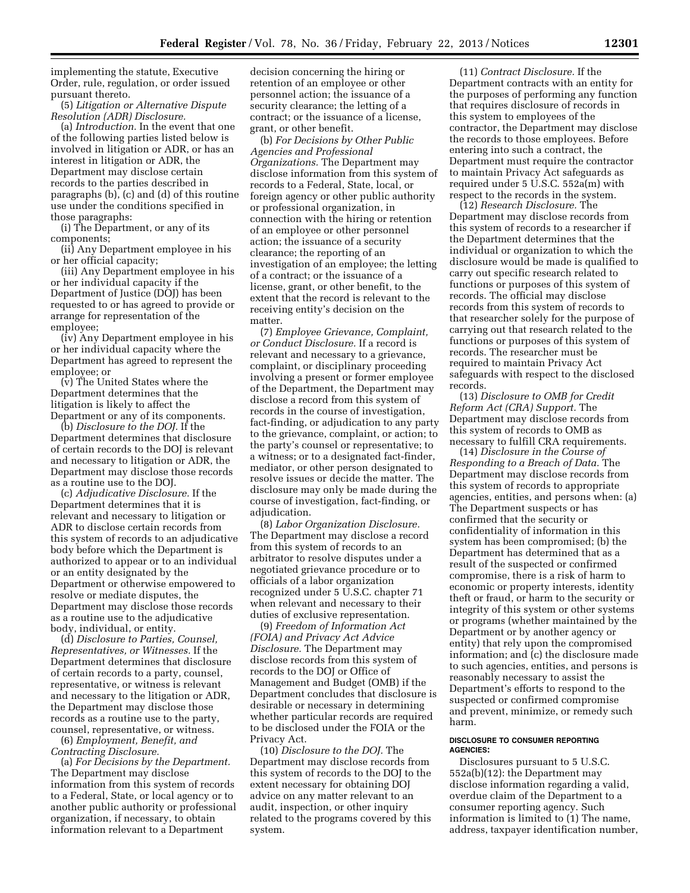implementing the statute, Executive Order, rule, regulation, or order issued pursuant thereto.

(5) *Litigation or Alternative Dispute Resolution (ADR) Disclosure.*

(a) *Introduction.* In the event that one of the following parties listed below is involved in litigation or ADR, or has an interest in litigation or ADR, the Department may disclose certain records to the parties described in paragraphs (b), (c) and (d) of this routine use under the conditions specified in those paragraphs:

(i) The Department, or any of its components;

(ii) Any Department employee in his or her official capacity;

(iii) Any Department employee in his or her individual capacity if the Department of Justice (DOJ) has been requested to or has agreed to provide or arrange for representation of the employee;

(iv) Any Department employee in his or her individual capacity where the Department has agreed to represent the employee; or

(v) The United States where the Department determines that the litigation is likely to affect the Department or any of its components.

(b) *Disclosure to the DOJ.* If the Department determines that disclosure of certain records to the DOJ is relevant and necessary to litigation or ADR, the Department may disclose those records as a routine use to the DOJ.

(c) *Adjudicative Disclosure.* If the Department determines that it is relevant and necessary to litigation or ADR to disclose certain records from this system of records to an adjudicative body before which the Department is authorized to appear or to an individual or an entity designated by the Department or otherwise empowered to resolve or mediate disputes, the Department may disclose those records as a routine use to the adjudicative body, individual, or entity.

(d) *Disclosure to Parties, Counsel, Representatives, or Witnesses.* If the Department determines that disclosure of certain records to a party, counsel, representative, or witness is relevant and necessary to the litigation or ADR, the Department may disclose those records as a routine use to the party, counsel, representative, or witness.

(6) *Employment, Benefit, and Contracting Disclosure.*

(a) *For Decisions by the Department.* The Department may disclose information from this system of records to a Federal, State, or local agency or to another public authority or professional organization, if necessary, to obtain information relevant to a Department decision concerning the hiring or retention of an employee or other personnel action; the issuance of a security clearance; the letting of a contract; or the issuance of a license, grant, or other benefit.

(b) *For Decisions by Other Public Agencies and Professional Organizations.* The Department may disclose information from this system of records to a Federal, State, local, or foreign agency or other public authority or professional organization, in connection with the hiring or retention of an employee or other personnel action; the issuance of a security clearance; the reporting of an investigation of an employee; the letting of a contract; or the issuance of a license, grant, or other benefit, to the extent that the record is relevant to the receiving entity's decision on the matter.

(7) *Employee Grievance, Complaint, or Conduct Disclosure.* If a record is relevant and necessary to a grievance, complaint, or disciplinary proceeding involving a present or former employee of the Department, the Department may disclose a record from this system of records in the course of investigation, fact-finding, or adjudication to any party to the grievance, complaint, or action; to the party's counsel or representative; to a witness; or to a designated fact-finder, mediator, or other person designated to resolve issues or decide the matter. The disclosure may only be made during the course of investigation, fact-finding, or adjudication.

(8) *Labor Organization Disclosure.* The Department may disclose a record from this system of records to an arbitrator to resolve disputes under a negotiated grievance procedure or to officials of a labor organization recognized under 5 U.S.C. chapter 71 when relevant and necessary to their duties of exclusive representation.

(9) *Freedom of Information Act (FOIA) and Privacy Act Advice Disclosure.* The Department may disclose records from this system of records to the DOJ or Office of Management and Budget (OMB) if the Department concludes that disclosure is desirable or necessary in determining whether particular records are required to be disclosed under the FOIA or the Privacy Act.

(10) *Disclosure to the DOJ.* The Department may disclose records from this system of records to the DOJ to the extent necessary for obtaining DOJ advice on any matter relevant to an audit, inspection, or other inquiry related to the programs covered by this system.

(11) *Contract Disclosure.* If the Department contracts with an entity for the purposes of performing any function that requires disclosure of records in this system to employees of the contractor, the Department may disclose the records to those employees. Before entering into such a contract, the Department must require the contractor to maintain Privacy Act safeguards as required under 5 U.S.C. 552a(m) with respect to the records in the system.

(12) *Research Disclosure.* The Department may disclose records from this system of records to a researcher if the Department determines that the individual or organization to which the disclosure would be made is qualified to carry out specific research related to functions or purposes of this system of records. The official may disclose records from this system of records to that researcher solely for the purpose of carrying out that research related to the functions or purposes of this system of records. The researcher must be required to maintain Privacy Act safeguards with respect to the disclosed records.

(13) *Disclosure to OMB for Credit Reform Act (CRA) Support.* The Department may disclose records from this system of records to OMB as necessary to fulfill CRA requirements.

(14) *Disclosure in the Course of Responding to a Breach of Data.* The Department may disclose records from this system of records to appropriate agencies, entities, and persons when: (a) The Department suspects or has confirmed that the security or confidentiality of information in this system has been compromised; (b) the Department has determined that as a result of the suspected or confirmed compromise, there is a risk of harm to economic or property interests, identity theft or fraud, or harm to the security or integrity of this system or other systems or programs (whether maintained by the Department or by another agency or entity) that rely upon the compromised information; and (c) the disclosure made to such agencies, entities, and persons is reasonably necessary to assist the Department's efforts to respond to the suspected or confirmed compromise and prevent, minimize, or remedy such harm.

#### DISCLOSURE TO CONSUMER REPORTING AGENCIES:

Disclosures pursuant to 5 U.S.C. 552a(b)(12): the Department may disclose information regarding a valid, overdue claim of the Department to a consumer reporting agency. Such information is limited to (1) The name, address, taxpayer identification number,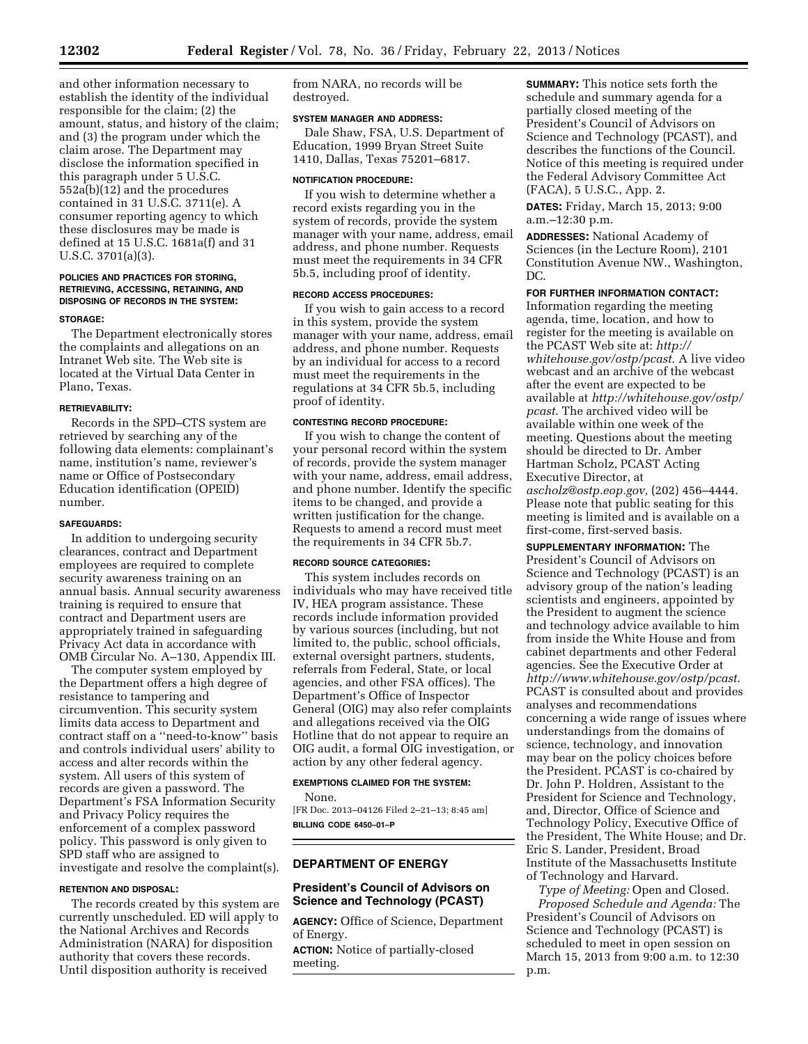and other information necessary to establish the identity of the individual responsible for the claim; (2) the amount, status, and history of the claim; and (3) the program under which the claim arose. The Department may disclose the information specified in this paragraph under 5 U.S.C. 552a(b)(12) and the procedures contained in 31 U.S.C. 3711(e). A consumer reporting agency to which these disclosures may be made is defined at 15 U.S.C. 1681a(f) and 31 U.S.C. 3701(a)(3).

#### POLICIES AND PRACTICES FOR STORING, RETRIEVING, ACCESSING, RETAINING, AND DISPOSING OF RECORDS IN THE SYSTEM:

#### STORAGE:

The Department electronically stores the complaints and allegations on an Intranet Web site. The Web site is located at the Virtual Data Center in Plano, Texas.

#### RETRIEVABILITY:

Records in the SPD–CTS system are retrieved by searching any of the following data elements: complainant's name, institution's name, reviewer's name or Office of Postsecondary Education identification (OPEID) number.

#### SAFEGUARDS:

In addition to undergoing security clearances, contract and Department employees are required to complete security awareness training on an annual basis. Annual security awareness training is required to ensure that contract and Department users are appropriately trained in safeguarding Privacy Act data in accordance with OMB Circular No. A–130, Appendix III.

The computer system employed by the Department offers a high degree of resistance to tampering and circumvention. This security system limits data access to Department and contract staff on a ''need-to-know'' basis and controls individual users' ability to access and alter records within the system. All users of this system of records are given a password. The Department's FSA Information Security and Privacy Policy requires the enforcement of a complex password policy. This password is only given to SPD staff who are assigned to investigate and resolve the complaint(s).

#### RETENTION AND DISPOSAL:

The records created by this system are currently unscheduled. ED will apply to the National Archives and Records Administration (NARA) for disposition authority that covers these records. Until disposition authority is received from NARA, no records will be destroyed.

#### SYSTEM MANAGER AND ADDRESS:

Dale Shaw, FSA, U.S. Department of Education, 1999 Bryan Street Suite 1410, Dallas, Texas 75201–6817.

#### NOTIFICATION PROCEDURE:

If you wish to determine whether a record exists regarding you in the system of records, provide the system manager with your name, address, email address, and phone number. Requests must meet the requirements in 34 CFR 5b.5, including proof of identity.

#### RECORD ACCESS PROCEDURES:

If you wish to gain access to a record in this system, provide the system manager with your name, address, email address, and phone number. Requests by an individual for access to a record must meet the requirements in the regulations at 34 CFR 5b.5, including proof of identity.

#### CONTESTING RECORD PROCEDURE:

If you wish to change the content of your personal record within the system of records, provide the system manager with your name, address, email address, and phone number. Identify the specific items to be changed, and provide a written justification for the change. Requests to amend a record must meet the requirements in 34 CFR 5b.7.

#### RECORD SOURCE CATEGORIES:

This system includes records on individuals who may have received title IV, HEA program assistance. These records include information provided by various sources (including, but not limited to, the public, school officials, external oversight partners, students, referrals from Federal, State, or local agencies, and other FSA offices). The Department's Office of Inspector General (OIG) may also refer complaints and allegations received via the OIG Hotline that do not appear to require an OIG audit, a formal OIG investigation, or action by any other federal agency.

#### EXEMPTIONS CLAIMED FOR THE SYSTEM:

None.

[FR Doc. 2013–04126 Filed 2–21–13; 8:45 am]

**BILLING CODE 6450–01–P**

## DEPARTMENT OF ENERGY

### President's Council of Advisors on Science and Technology (PCAST)

**AGENCY:** Office of Science, Department of Energy.

**ACTION:** Notice of partially-closed meeting.

**SUMMARY:** This notice sets forth the schedule and summary agenda for a partially closed meeting of the President's Council of Advisors on Science and Technology (PCAST), and describes the functions of the Council. Notice of this meeting is required under the Federal Advisory Committee Act (FACA), 5 U.S.C., App. 2.

**DATES:** Friday, March 15, 2013; 9:00 a.m.–12:30 p.m.

**ADDRESSES:** National Academy of Sciences (in the Lecture Room), 2101 Constitution Avenue NW., Washington, DC.

**FOR FURTHER INFORMATION CONTACT:** Information regarding the meeting agenda, time, location, and how to register for the meeting is available on the PCAST Web site at: *http://whitehouse.gov/ostp/pcast.* A live video webcast and an archive of the webcast after the event are expected to be available at *http://whitehouse.gov/ostp/pcast.* The archived video will be available within one week of the meeting. Questions about the meeting should be directed to Dr. Amber Hartman Scholz, PCAST Acting Executive Director, at *ascholz@ostp.eop.gov,* (202) 456–4444. Please note that public seating for this meeting is limited and is available on a first-come, first-served basis.

**SUPPLEMENTARY INFORMATION:** The President's Council of Advisors on Science and Technology (PCAST) is an advisory group of the nation's leading scientists and engineers, appointed by the President to augment the science and technology advice available to him from inside the White House and from cabinet departments and other Federal agencies. See the Executive Order at *http://www.whitehouse.gov/ostp/pcast.* PCAST is consulted about and provides analyses and recommendations concerning a wide range of issues where understandings from the domains of science, technology, and innovation may bear on the policy choices before the President. PCAST is co-chaired by Dr. John P. Holdren, Assistant to the President for Science and Technology, and, Director, Office of Science and Technology Policy, Executive Office of the President, The White House; and Dr. Eric S. Lander, President, Broad Institute of the Massachusetts Institute of Technology and Harvard.

*Type of Meeting:* Open and Closed.

*Proposed Schedule and Agenda:* The President's Council of Advisors on Science and Technology (PCAST) is scheduled to meet in open session on March 15, 2013 from 9:00 a.m. to 12:30 p.m.